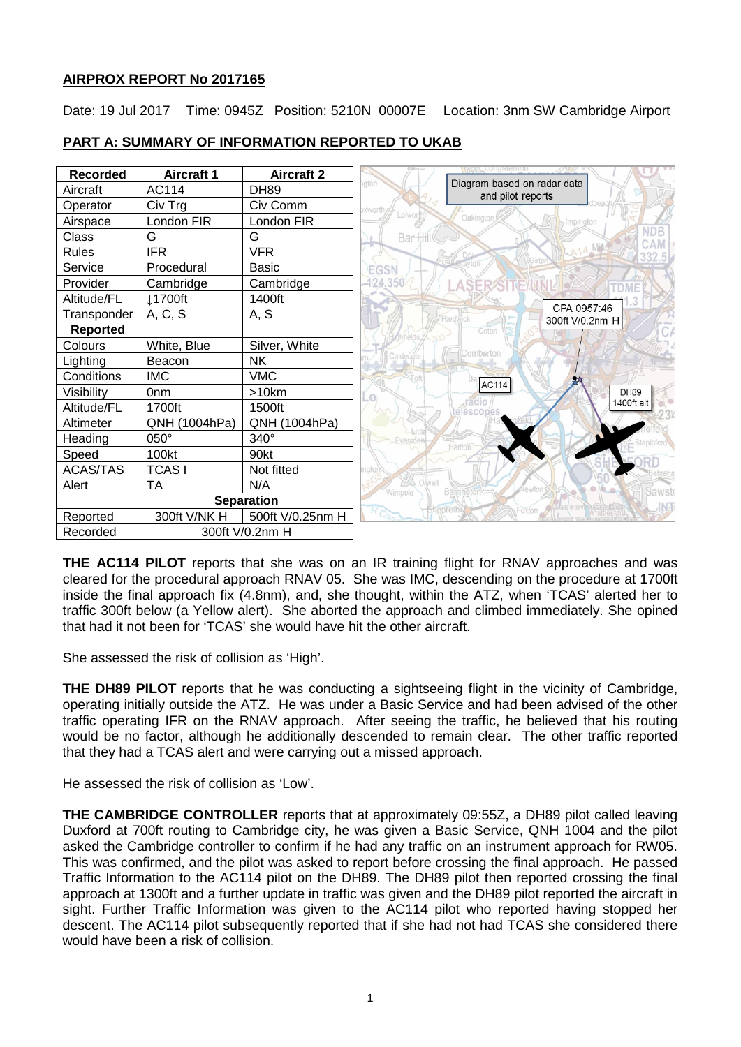**AIRPROX REPORT No 2017165**

Date: 19 Jul 2017  Time: 0945Z  Position: 5210N 00007E  Location: 3nm SW Cambridge Airport

**PART A: SUMMARY OF INFORMATION REPORTED TO UKAB**

| Recorded | Aircraft 1 | Aircraft 2 |
|---|---|---|
| Aircraft | AC114 | DH89 |
| Operator | Civ Trg | Civ Comm |
| Airspace | London FIR | London FIR |
| Class | G | G |
| Rules | IFR | VFR |
| Service | Procedural | Basic |
| Provider | Cambridge | Cambridge |
| Altitude/FL | ↓1700ft | 1400ft |
| Transponder | A, C, S | A, S |
| **Reported** | | |
| Colours | White, Blue | Silver, White |
| Lighting | Beacon | NK |
| Conditions | IMC | VMC |
| Visibility | 0nm | >10km |
| Altitude/FL | 1700ft | 1500ft |
| Altimeter | QNH (1004hPa) | QNH (1004hPa) |
| Heading | 050° | 340° |
| Speed | 100kt | 90kt |
| ACAS/TAS | TCAS I | Not fitted |
| Alert | TA | N/A |
| **Separation** | | |
| Reported | 300ft V/NK H | 500ft V/0.25nm H |
| Recorded | 300ft V/0.2nm H | |

Diagram based on radar data and pilot reports

CPA 0957:46 300ft V/0.2nm H

AC114

DH89 1400ft alt

**THE AC114 PILOT** reports that she was on an IR training flight for RNAV approaches and was cleared for the procedural approach RNAV 05. She was IMC, descending on the procedure at 1700ft inside the final approach fix (4.8nm), and, she thought, within the ATZ, when 'TCAS' alerted her to traffic 300ft below (a Yellow alert). She aborted the approach and climbed immediately. She opined that had it not been for 'TCAS' she would have hit the other aircraft.

She assessed the risk of collision as 'High'.

**THE DH89 PILOT** reports that he was conducting a sightseeing flight in the vicinity of Cambridge, operating initially outside the ATZ. He was under a Basic Service and had been advised of the other traffic operating IFR on the RNAV approach. After seeing the traffic, he believed that his routing would be no factor, although he additionally descended to remain clear. The other traffic reported that they had a TCAS alert and were carrying out a missed approach.

He assessed the risk of collision as 'Low'.

**THE CAMBRIDGE CONTROLLER** reports that at approximately 09:55Z, a DH89 pilot called leaving Duxford at 700ft routing to Cambridge city, he was given a Basic Service, QNH 1004 and the pilot asked the Cambridge controller to confirm if he had any traffic on an instrument approach for RW05. This was confirmed, and the pilot was asked to report before crossing the final approach. He passed Traffic Information to the AC114 pilot on the DH89. The DH89 pilot then reported crossing the final approach at 1300ft and a further update in traffic was given and the DH89 pilot reported the aircraft in sight. Further Traffic Information was given to the AC114 pilot who reported having stopped her descent. The AC114 pilot subsequently reported that if she had not had TCAS she considered there would have been a risk of collision.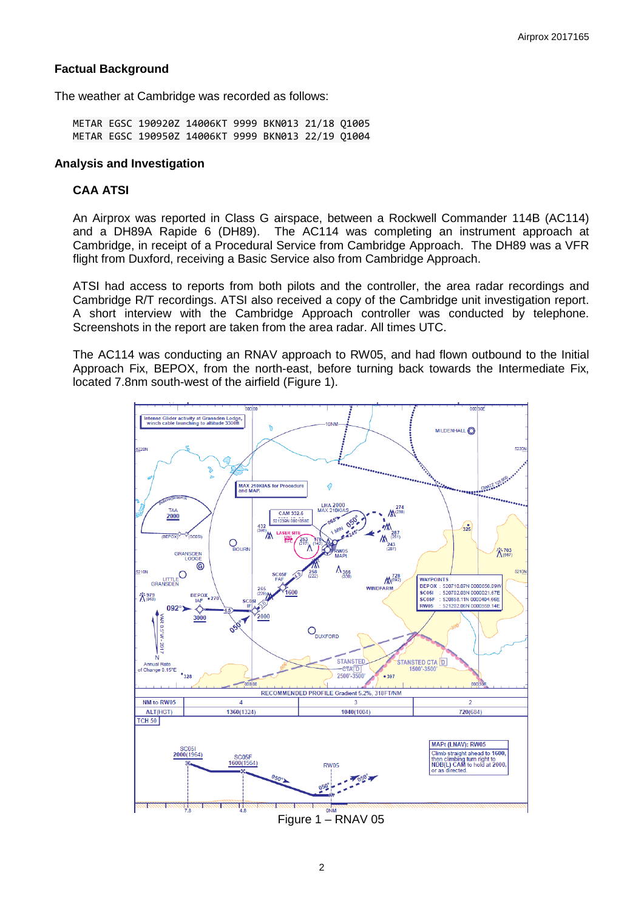## Factual Background

The weather at Cambridge was recorded as follows:

```
METAR EGSC 190920Z 14006KT 9999 BKN013 21/18 Q1005
METAR EGSC 190950Z 14006KT 9999 BKN013 22/19 Q1004
```

## Analysis and Investigation

### CAA ATSI

An Airprox was reported in Class G airspace, between a Rockwell Commander 114B (AC114) and a DH89A Rapide 6 (DH89). The AC114 was completing an instrument approach at Cambridge, in receipt of a Procedural Service from Cambridge Approach. The DH89 was a VFR flight from Duxford, receiving a Basic Service also from Cambridge Approach.

ATSI had access to reports from both pilots and the controller, the area radar recordings and Cambridge R/T recordings. ATSI also received a copy of the Cambridge unit investigation report. A short interview with the Cambridge Approach controller was conducted by telephone. Screenshots in the report are taken from the area radar. All times UTC.

The AC114 was conducting an RNAV approach to RW05, and had flown outbound to the Initial Approach Fix, BEPOX, from the north-east, before turning back towards the Intermediate Fix, located 7.8nm south-west of the airfield (Figure 1).

Figure 1 – RNAV 05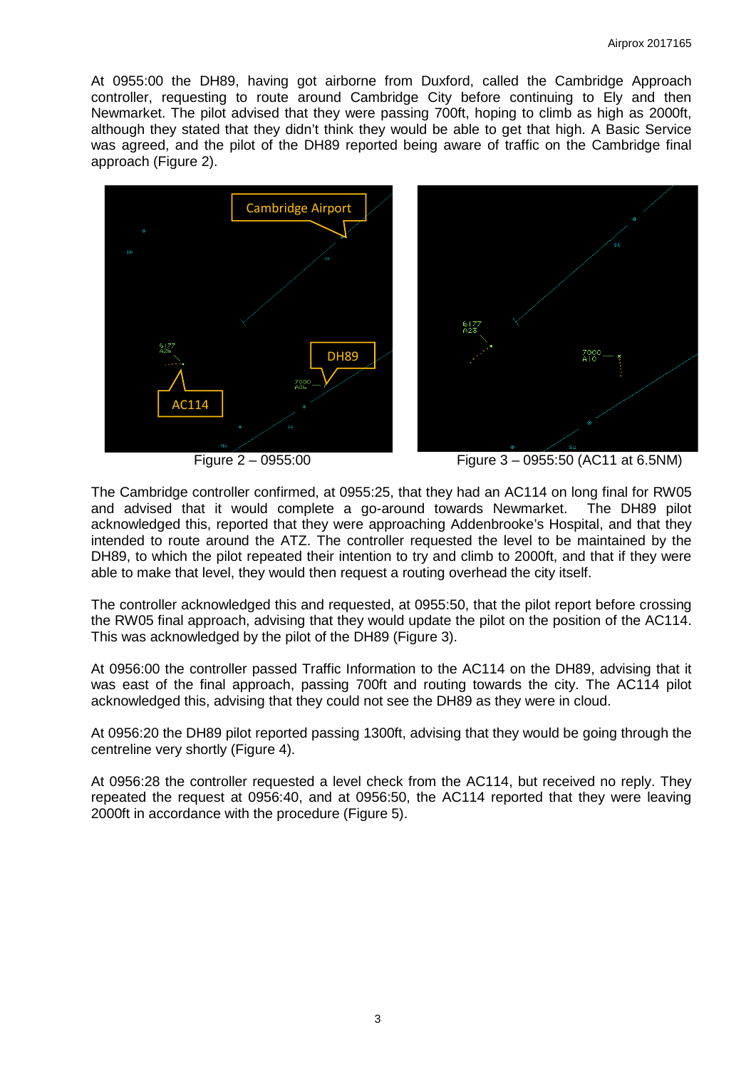At 0955:00 the DH89, having got airborne from Duxford, called the Cambridge Approach controller, requesting to route around Cambridge City before continuing to Ely and then Newmarket. The pilot advised that they were passing 700ft, hoping to climb as high as 2000ft, although they stated that they didn't think they would be able to get that high. A Basic Service was agreed, and the pilot of the DH89 reported being aware of traffic on the Cambridge final approach (Figure 2).

Figure 2 – 0955:00

Figure 3 – 0955:50 (AC11 at 6.5NM)

The Cambridge controller confirmed, at 0955:25, that they had an AC114 on long final for RW05 and advised that it would complete a go-around towards Newmarket. The DH89 pilot acknowledged this, reported that they were approaching Addenbrooke's Hospital, and that they intended to route around the ATZ. The controller requested the level to be maintained by the DH89, to which the pilot repeated their intention to try and climb to 2000ft, and that if they were able to make that level, they would then request a routing overhead the city itself.

The controller acknowledged this and requested, at 0955:50, that the pilot report before crossing the RW05 final approach, advising that they would update the pilot on the position of the AC114. This was acknowledged by the pilot of the DH89 (Figure 3).

At 0956:00 the controller passed Traffic Information to the AC114 on the DH89, advising that it was east of the final approach, passing 700ft and routing towards the city. The AC114 pilot acknowledged this, advising that they could not see the DH89 as they were in cloud.

At 0956:20 the DH89 pilot reported passing 1300ft, advising that they would be going through the centreline very shortly (Figure 4).

At 0956:28 the controller requested a level check from the AC114, but received no reply. They repeated the request at 0956:40, and at 0956:50, the AC114 reported that they were leaving 2000ft in accordance with the procedure (Figure 5).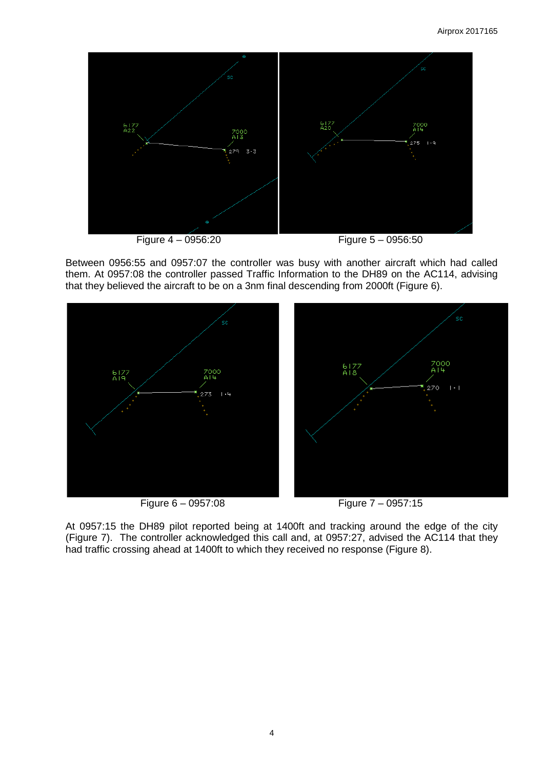Figure 4 – 0956:20

Figure 5 – 0956:50

Between 0956:55 and 0957:07 the controller was busy with another aircraft which had called them. At 0957:08 the controller passed Traffic Information to the DH89 on the AC114, advising that they believed the aircraft to be on a 3nm final descending from 2000ft (Figure 6).

Figure 6 – 0957:08

Figure 7 – 0957:15

At 0957:15 the DH89 pilot reported being at 1400ft and tracking around the edge of the city (Figure 7). The controller acknowledged this call and, at 0957:27, advised the AC114 that they had traffic crossing ahead at 1400ft to which they received no response (Figure 8).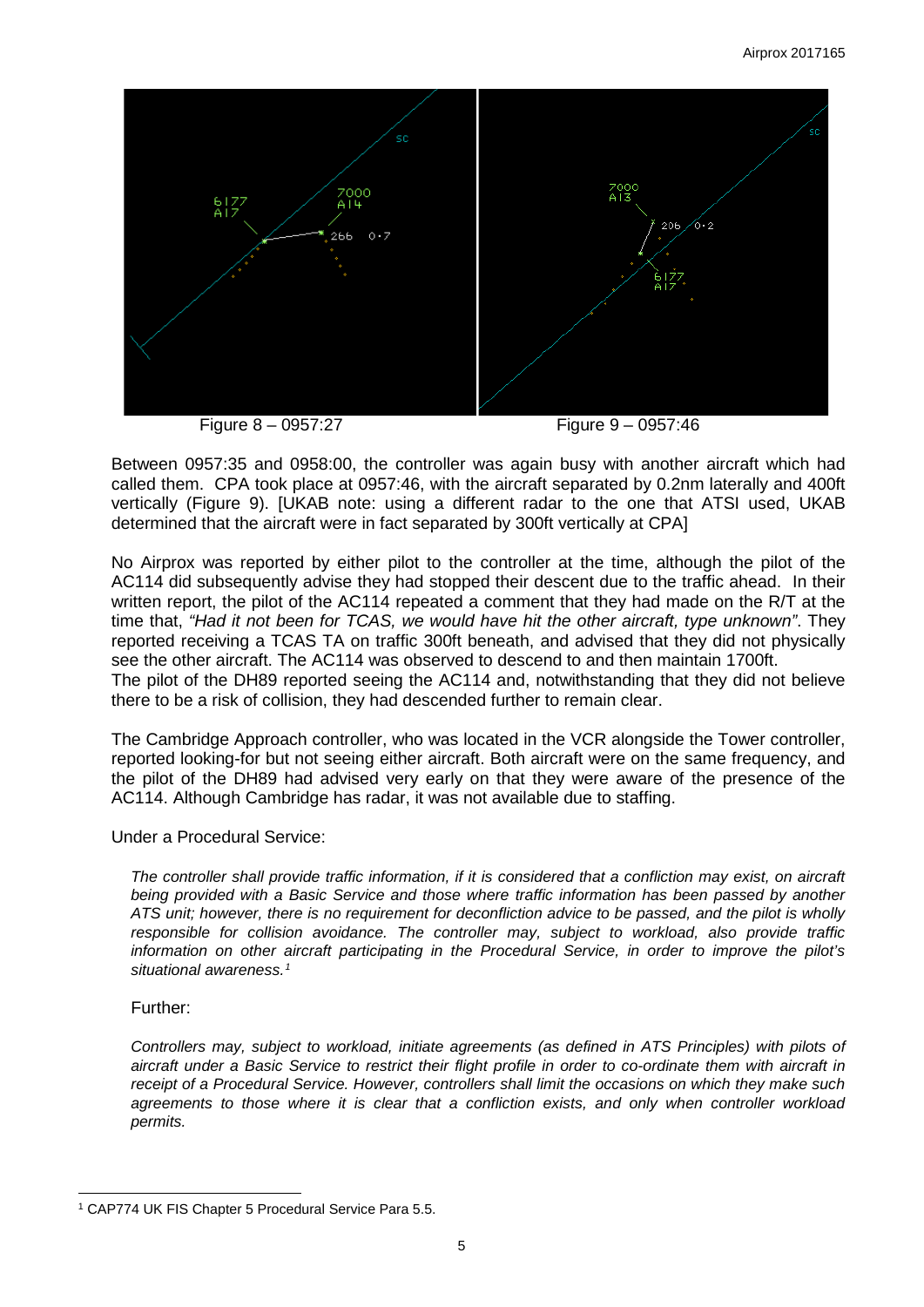Figure 8 – 0957:27

Figure 9 – 0957:46

Between 0957:35 and 0958:00, the controller was again busy with another aircraft which had called them. CPA took place at 0957:46, with the aircraft separated by 0.2nm laterally and 400ft vertically (Figure 9). [UKAB note: using a different radar to the one that ATSI used, UKAB determined that the aircraft were in fact separated by 300ft vertically at CPA]

No Airprox was reported by either pilot to the controller at the time, although the pilot of the AC114 did subsequently advise they had stopped their descent due to the traffic ahead. In their written report, the pilot of the AC114 repeated a comment that they had made on the R/T at the time that, *"Had it not been for TCAS, we would have hit the other aircraft, type unknown"*. They reported receiving a TCAS TA on traffic 300ft beneath, and advised that they did not physically see the other aircraft. The AC114 was observed to descend to and then maintain 1700ft.
The pilot of the DH89 reported seeing the AC114 and, notwithstanding that they did not believe there to be a risk of collision, they had descended further to remain clear.

The Cambridge Approach controller, who was located in the VCR alongside the Tower controller, reported looking-for but not seeing either aircraft. Both aircraft were on the same frequency, and the pilot of the DH89 had advised very early on that they were aware of the presence of the AC114. Although Cambridge has radar, it was not available due to staffing.

Under a Procedural Service:

> *The controller shall provide traffic information, if it is considered that a confliction may exist, on aircraft being provided with a Basic Service and those where traffic information has been passed by another ATS unit; however, there is no requirement for deconfliction advice to be passed, and the pilot is wholly responsible for collision avoidance. The controller may, subject to workload, also provide traffic information on other aircraft participating in the Procedural Service, in order to improve the pilot's situational awareness.*[1]

Further:

> *Controllers may, subject to workload, initiate agreements (as defined in ATS Principles) with pilots of aircraft under a Basic Service to restrict their flight profile in order to co-ordinate them with aircraft in receipt of a Procedural Service. However, controllers shall limit the occasions on which they make such agreements to those where it is clear that a confliction exists, and only when controller workload permits.*

[1] CAP774 UK FIS Chapter 5 Procedural Service Para 5.5.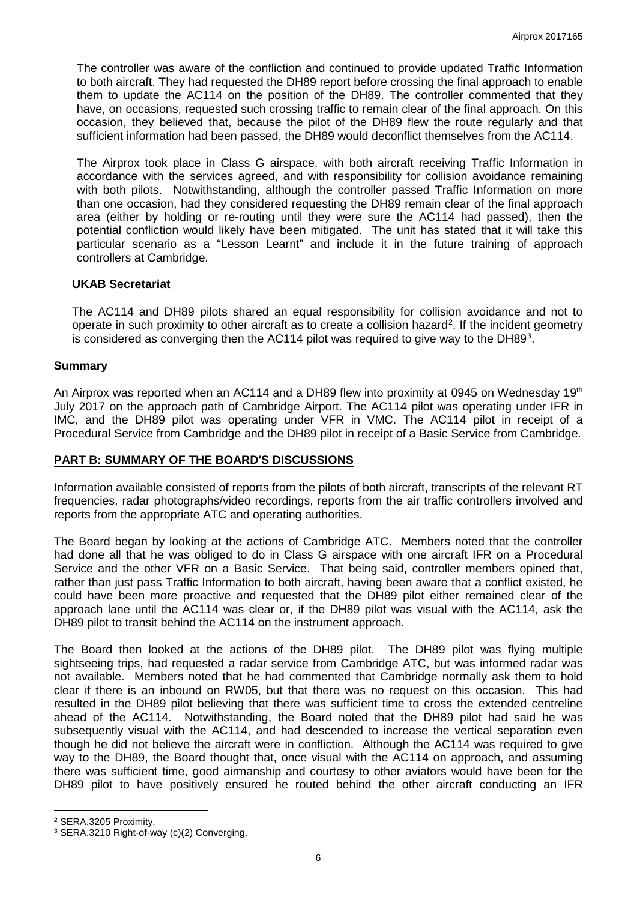The controller was aware of the confliction and continued to provide updated Traffic Information to both aircraft. They had requested the DH89 report before crossing the final approach to enable them to update the AC114 on the position of the DH89. The controller commented that they have, on occasions, requested such crossing traffic to remain clear of the final approach. On this occasion, they believed that, because the pilot of the DH89 flew the route regularly and that sufficient information had been passed, the DH89 would deconflict themselves from the AC114.

The Airprox took place in Class G airspace, with both aircraft receiving Traffic Information in accordance with the services agreed, and with responsibility for collision avoidance remaining with both pilots. Notwithstanding, although the controller passed Traffic Information on more than one occasion, had they considered requesting the DH89 remain clear of the final approach area (either by holding or re-routing until they were sure the AC114 had passed), then the potential confliction would likely have been mitigated. The unit has stated that it will take this particular scenario as a "Lesson Learnt" and include it in the future training of approach controllers at Cambridge.

### UKAB Secretariat

The AC114 and DH89 pilots shared an equal responsibility for collision avoidance and not to operate in such proximity to other aircraft as to create a collision hazard[2]. If the incident geometry is considered as converging then the AC114 pilot was required to give way to the DH89[3].

## Summary

An Airprox was reported when an AC114 and a DH89 flew into proximity at 0945 on Wednesday 19th July 2017 on the approach path of Cambridge Airport. The AC114 pilot was operating under IFR in IMC, and the DH89 pilot was operating under VFR in VMC. The AC114 pilot in receipt of a Procedural Service from Cambridge and the DH89 pilot in receipt of a Basic Service from Cambridge.

## PART B: SUMMARY OF THE BOARD'S DISCUSSIONS

Information available consisted of reports from the pilots of both aircraft, transcripts of the relevant RT frequencies, radar photographs/video recordings, reports from the air traffic controllers involved and reports from the appropriate ATC and operating authorities.

The Board began by looking at the actions of Cambridge ATC. Members noted that the controller had done all that he was obliged to do in Class G airspace with one aircraft IFR on a Procedural Service and the other VFR on a Basic Service. That being said, controller members opined that, rather than just pass Traffic Information to both aircraft, having been aware that a conflict existed, he could have been more proactive and requested that the DH89 pilot either remained clear of the approach lane until the AC114 was clear or, if the DH89 pilot was visual with the AC114, ask the DH89 pilot to transit behind the AC114 on the instrument approach.

The Board then looked at the actions of the DH89 pilot. The DH89 pilot was flying multiple sightseeing trips, had requested a radar service from Cambridge ATC, but was informed radar was not available. Members noted that he had commented that Cambridge normally ask them to hold clear if there is an inbound on RW05, but that there was no request on this occasion. This had resulted in the DH89 pilot believing that there was sufficient time to cross the extended centreline ahead of the AC114. Notwithstanding, the Board noted that the DH89 pilot had said he was subsequently visual with the AC114, and had descended to increase the vertical separation even though he did not believe the aircraft were in confliction. Although the AC114 was required to give way to the DH89, the Board thought that, once visual with the AC114 on approach, and assuming there was sufficient time, good airmanship and courtesy to other aviators would have been for the DH89 pilot to have positively ensured he routed behind the other aircraft conducting an IFR

---

[2] SERA.3205 Proximity.

[3] SERA.3210 Right-of-way (c)(2) Converging.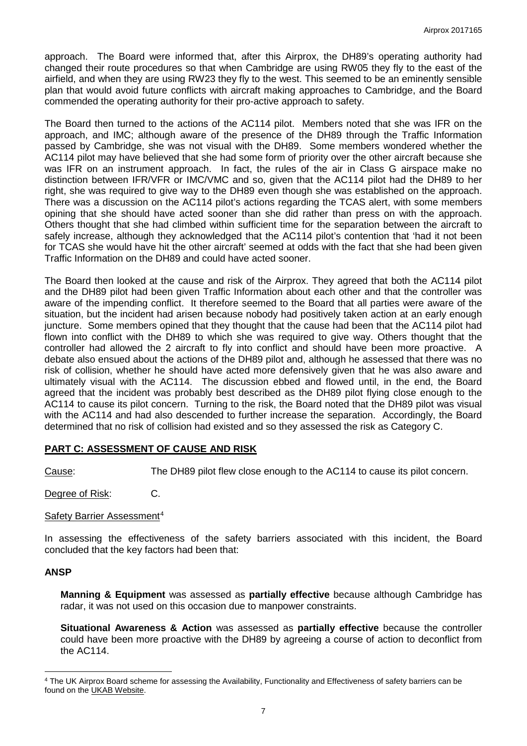approach. The Board were informed that, after this Airprox, the DH89's operating authority had changed their route procedures so that when Cambridge are using RW05 they fly to the east of the airfield, and when they are using RW23 they fly to the west. This seemed to be an eminently sensible plan that would avoid future conflicts with aircraft making approaches to Cambridge, and the Board commended the operating authority for their pro-active approach to safety.

The Board then turned to the actions of the AC114 pilot. Members noted that she was IFR on the approach, and IMC; although aware of the presence of the DH89 through the Traffic Information passed by Cambridge, she was not visual with the DH89. Some members wondered whether the AC114 pilot may have believed that she had some form of priority over the other aircraft because she was IFR on an instrument approach. In fact, the rules of the air in Class G airspace make no distinction between IFR/VFR or IMC/VMC and so, given that the AC114 pilot had the DH89 to her right, she was required to give way to the DH89 even though she was established on the approach. There was a discussion on the AC114 pilot's actions regarding the TCAS alert, with some members opining that she should have acted sooner than she did rather than press on with the approach. Others thought that she had climbed within sufficient time for the separation between the aircraft to safely increase, although they acknowledged that the AC114 pilot's contention that 'had it not been for TCAS she would have hit the other aircraft' seemed at odds with the fact that she had been given Traffic Information on the DH89 and could have acted sooner.

The Board then looked at the cause and risk of the Airprox. They agreed that both the AC114 pilot and the DH89 pilot had been given Traffic Information about each other and that the controller was aware of the impending conflict. It therefore seemed to the Board that all parties were aware of the situation, but the incident had arisen because nobody had positively taken action at an early enough juncture. Some members opined that they thought that the cause had been that the AC114 pilot had flown into conflict with the DH89 to which she was required to give way. Others thought that the controller had allowed the 2 aircraft to fly into conflict and should have been more proactive. A debate also ensued about the actions of the DH89 pilot and, although he assessed that there was no risk of collision, whether he should have acted more defensively given that he was also aware and ultimately visual with the AC114. The discussion ebbed and flowed until, in the end, the Board agreed that the incident was probably best described as the DH89 pilot flying close enough to the AC114 to cause its pilot concern. Turning to the risk, the Board noted that the DH89 pilot was visual with the AC114 and had also descended to further increase the separation. Accordingly, the Board determined that no risk of collision had existed and so they assessed the risk as Category C.

## PART C: ASSESSMENT OF CAUSE AND RISK

Cause: The DH89 pilot flew close enough to the AC114 to cause its pilot concern.

Degree of Risk: C.

Safety Barrier Assessment[4]

In assessing the effectiveness of the safety barriers associated with this incident, the Board concluded that the key factors had been that:

### ANSP

**Manning & Equipment** was assessed as **partially effective** because although Cambridge has radar, it was not used on this occasion due to manpower constraints.

**Situational Awareness & Action** was assessed as **partially effective** because the controller could have been more proactive with the DH89 by agreeing a course of action to deconflict from the AC114.

[4] The UK Airprox Board scheme for assessing the Availability, Functionality and Effectiveness of safety barriers can be found on the UKAB Website.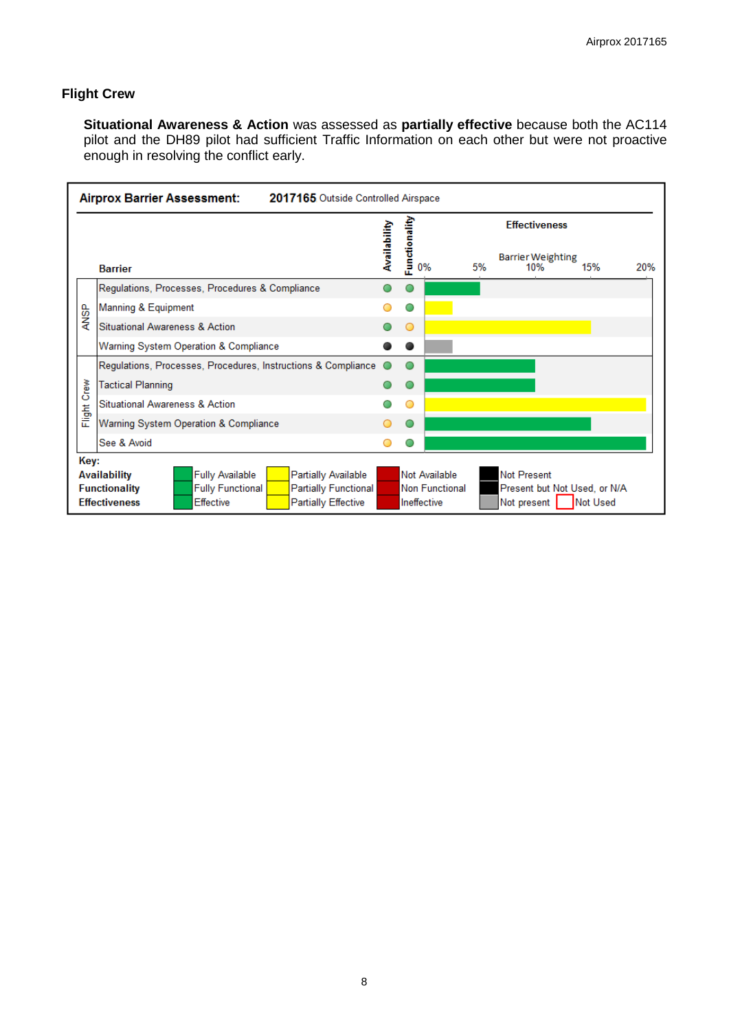### Flight Crew

**Situational Awareness & Action** was assessed as **partially effective** because both the AC114 pilot and the DH89 pilot had sufficient Traffic Information on each other but were not proactive enough in resolving the conflict early.

**Airprox Barrier Assessment:** **2017165** Outside Controlled Airspace

Barrier
Availability
Functionality
Effectiveness
Barrier Weighting
0%
5%
10%
15%
20%

ANSP
Regulations, Processes, Procedures & Compliance
Manning & Equipment
Situational Awareness & Action
Warning System Operation & Compliance

Flight Crew
Regulations, Processes, Procedures, Instructions & Compliance
Tactical Planning
Situational Awareness & Action
Warning System Operation & Compliance
See & Avoid

**Key:**
**Availability** Fully Available / Partially Available / Not Available / Not Present
**Functionality** Fully Functional / Partially Functional / Non Functional / Present but Not Used, or N/A
**Effectiveness** Effective / Partially Effective / Ineffective / Not present / Not Used